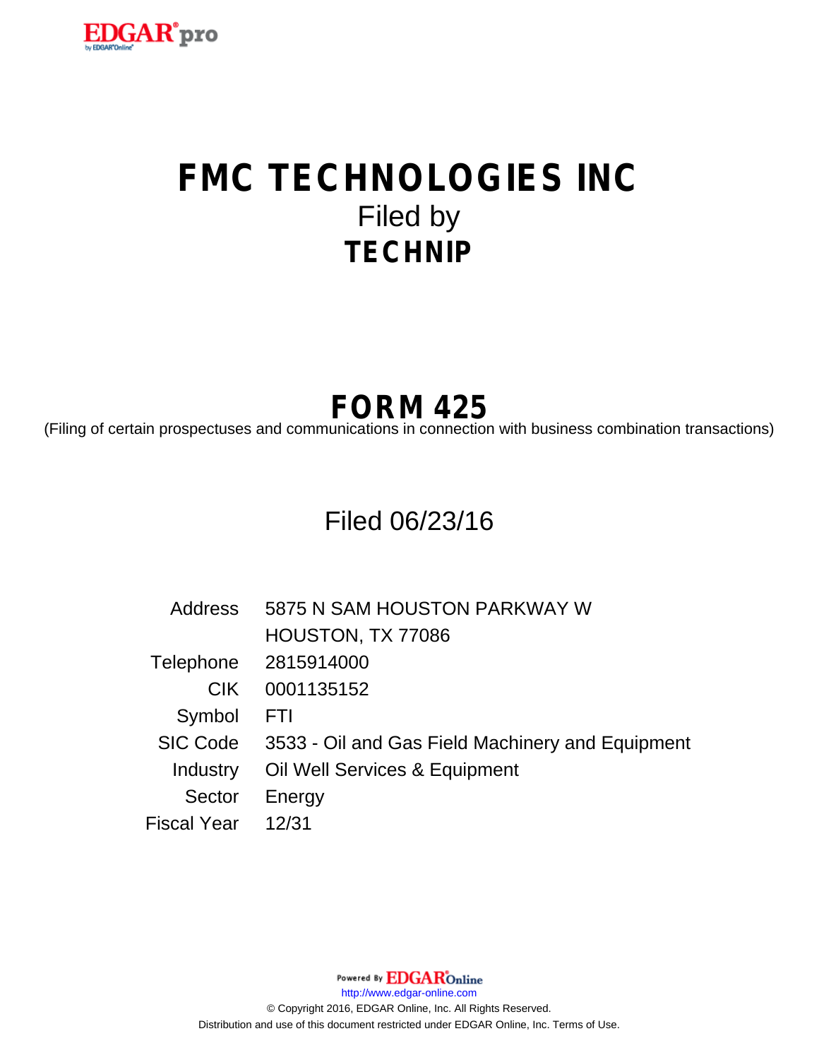# FMC TECHNOLOGIES INC

Filed by

**TECHNIP**

## FORM 425

(Filing of certain prospectuses and communications in connection with business combination transactions)

Filed 06/23/16

| | |
|---|---|
| Address | 5875 N SAM HOUSTON PARKWAY W<br>HOUSTON, TX 77086 |
| Telephone | 2815914000 |
| CIK | 0001135152 |
| Symbol | FTI |
| SIC Code | 3533 - Oil and Gas Field Machinery and Equipment |
| Industry | Oil Well Services & Equipment |
| Sector | Energy |
| Fiscal Year | 12/31 |

Powered By EDGAR Online

http://www.edgar-online.com

© Copyright 2016, EDGAR Online, Inc. All Rights Reserved.

Distribution and use of this document restricted under EDGAR Online, Inc. Terms of Use.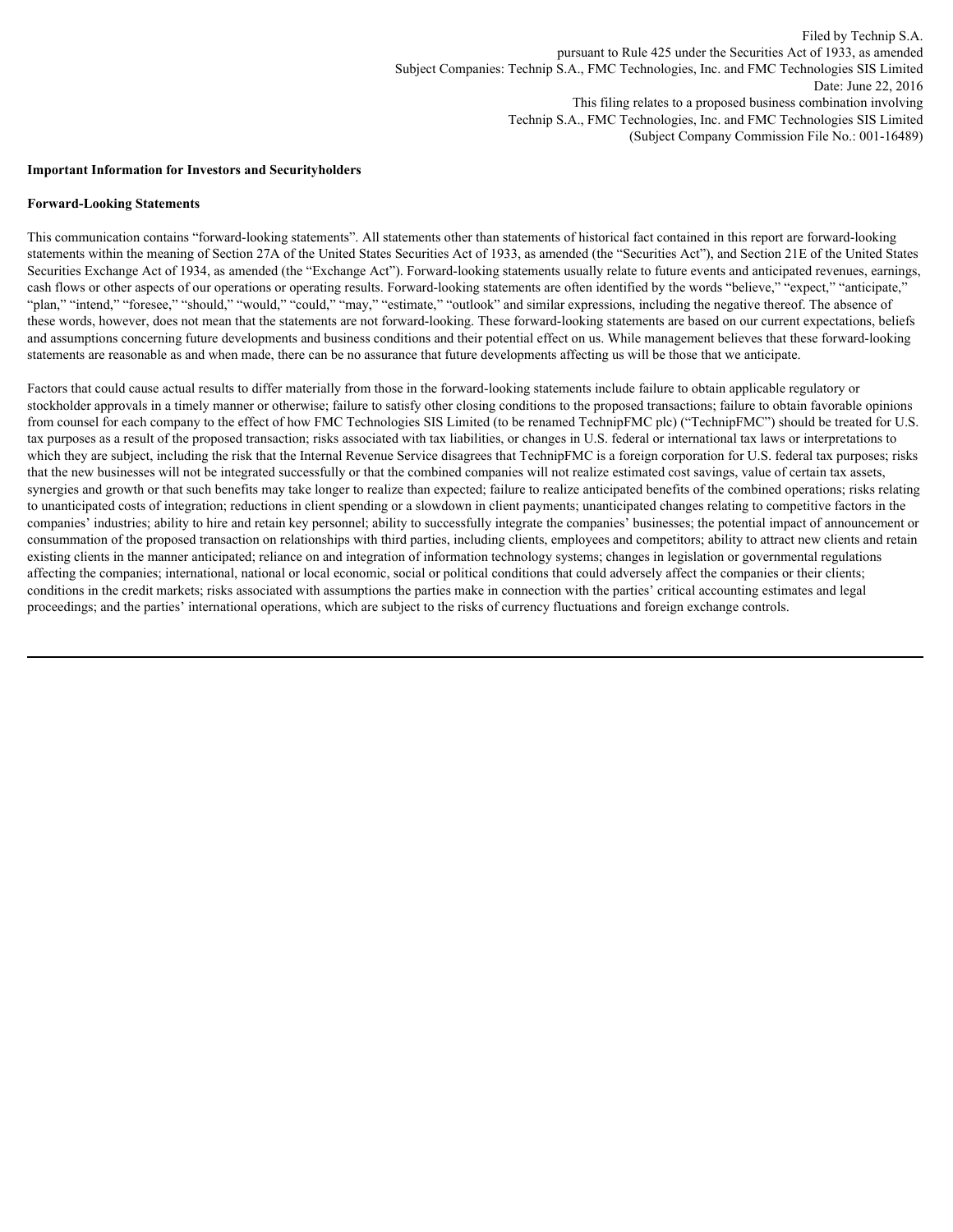Filed by Technip S.A.
pursuant to Rule 425 under the Securities Act of 1933, as amended
Subject Companies: Technip S.A., FMC Technologies, Inc. and FMC Technologies SIS Limited
Date: June 22, 2016
This filing relates to a proposed business combination involving
Technip S.A., FMC Technologies, Inc. and FMC Technologies SIS Limited
(Subject Company Commission File No.: 001-16489)

**Important Information for Investors and Securityholders**

**Forward-Looking Statements**

This communication contains "forward-looking statements". All statements other than statements of historical fact contained in this report are forward-looking statements within the meaning of Section 27A of the United States Securities Act of 1933, as amended (the "Securities Act"), and Section 21E of the United States Securities Exchange Act of 1934, as amended (the "Exchange Act"). Forward-looking statements usually relate to future events and anticipated revenues, earnings, cash flows or other aspects of our operations or operating results. Forward-looking statements are often identified by the words "believe," "expect," "anticipate," "plan," "intend," "foresee," "should," "would," "could," "may," "estimate," "outlook" and similar expressions, including the negative thereof. The absence of these words, however, does not mean that the statements are not forward-looking. These forward-looking statements are based on our current expectations, beliefs and assumptions concerning future developments and business conditions and their potential effect on us. While management believes that these forward-looking statements are reasonable as and when made, there can be no assurance that future developments affecting us will be those that we anticipate.

Factors that could cause actual results to differ materially from those in the forward-looking statements include failure to obtain applicable regulatory or stockholder approvals in a timely manner or otherwise; failure to satisfy other closing conditions to the proposed transactions; failure to obtain favorable opinions from counsel for each company to the effect of how FMC Technologies SIS Limited (to be renamed TechnipFMC plc) ("TechnipFMC") should be treated for U.S. tax purposes as a result of the proposed transaction; risks associated with tax liabilities, or changes in U.S. federal or international tax laws or interpretations to which they are subject, including the risk that the Internal Revenue Service disagrees that TechnipFMC is a foreign corporation for U.S. federal tax purposes; risks that the new businesses will not be integrated successfully or that the combined companies will not realize estimated cost savings, value of certain tax assets, synergies and growth or that such benefits may take longer to realize than expected; failure to realize anticipated benefits of the combined operations; risks relating to unanticipated costs of integration; reductions in client spending or a slowdown in client payments; unanticipated changes relating to competitive factors in the companies' industries; ability to hire and retain key personnel; ability to successfully integrate the companies' businesses; the potential impact of announcement or consummation of the proposed transaction on relationships with third parties, including clients, employees and competitors; ability to attract new clients and retain existing clients in the manner anticipated; reliance on and integration of information technology systems; changes in legislation or governmental regulations affecting the companies; international, national or local economic, social or political conditions that could adversely affect the companies or their clients; conditions in the credit markets; risks associated with assumptions the parties make in connection with the parties' critical accounting estimates and legal proceedings; and the parties' international operations, which are subject to the risks of currency fluctuations and foreign exchange controls.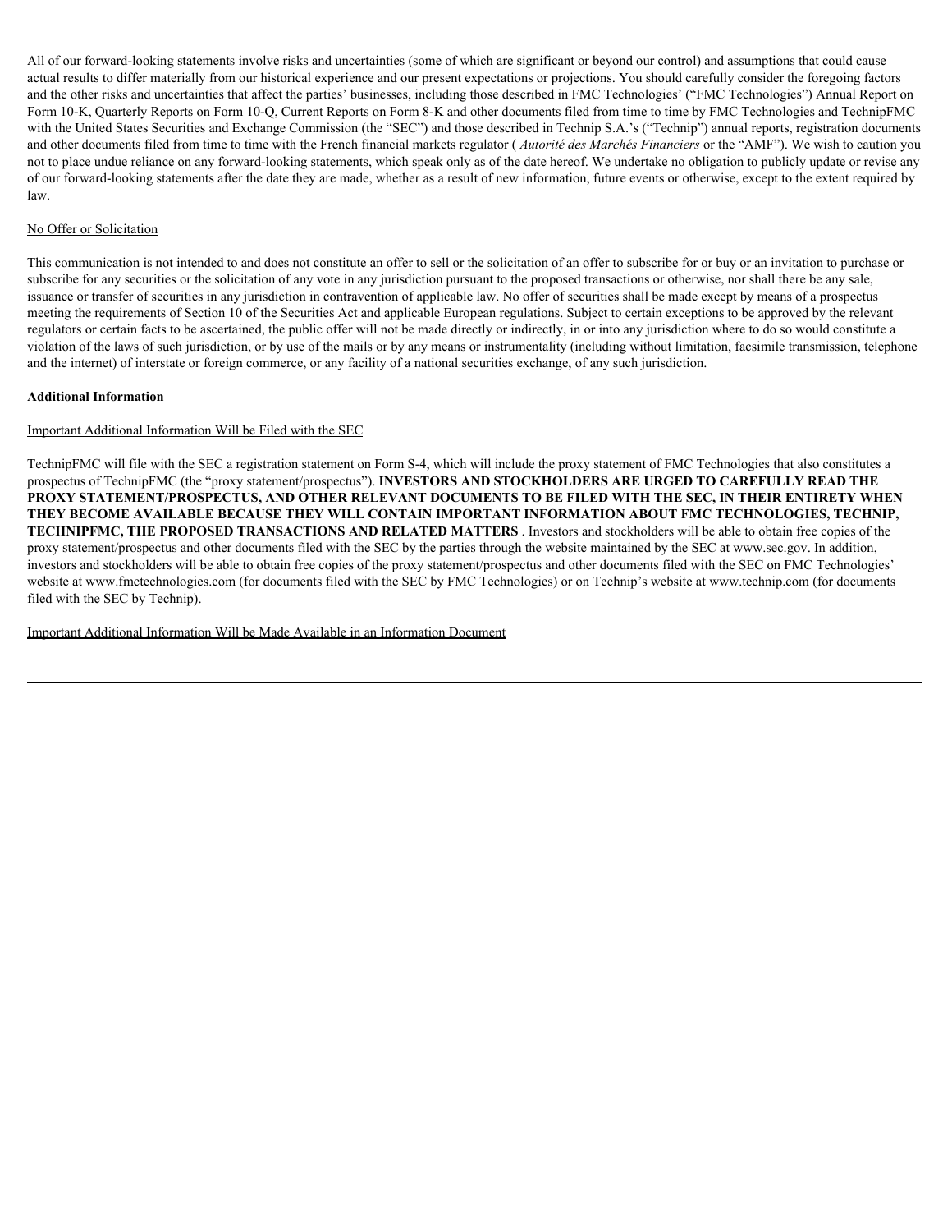All of our forward-looking statements involve risks and uncertainties (some of which are significant or beyond our control) and assumptions that could cause actual results to differ materially from our historical experience and our present expectations or projections. You should carefully consider the foregoing factors and the other risks and uncertainties that affect the parties' businesses, including those described in FMC Technologies' ("FMC Technologies") Annual Report on Form 10-K, Quarterly Reports on Form 10-Q, Current Reports on Form 8-K and other documents filed from time to time by FMC Technologies and TechnipFMC with the United States Securities and Exchange Commission (the "SEC") and those described in Technip S.A.'s ("Technip") annual reports, registration documents and other documents filed from time to time with the French financial markets regulator ( *Autorité des Marchés Financiers* or the "AMF"). We wish to caution you not to place undue reliance on any forward-looking statements, which speak only as of the date hereof. We undertake no obligation to publicly update or revise any of our forward-looking statements after the date they are made, whether as a result of new information, future events or otherwise, except to the extent required by law.

<u>No Offer or Solicitation</u>

This communication is not intended to and does not constitute an offer to sell or the solicitation of an offer to subscribe for or buy or an invitation to purchase or subscribe for any securities or the solicitation of any vote in any jurisdiction pursuant to the proposed transactions or otherwise, nor shall there be any sale, issuance or transfer of securities in any jurisdiction in contravention of applicable law. No offer of securities shall be made except by means of a prospectus meeting the requirements of Section 10 of the Securities Act and applicable European regulations. Subject to certain exceptions to be approved by the relevant regulators or certain facts to be ascertained, the public offer will not be made directly or indirectly, in or into any jurisdiction where to do so would constitute a violation of the laws of such jurisdiction, or by use of the mails or by any means or instrumentality (including without limitation, facsimile transmission, telephone and the internet) of interstate or foreign commerce, or any facility of a national securities exchange, of any such jurisdiction.

**Additional Information**

<u>Important Additional Information Will be Filed with the SEC</u>

TechnipFMC will file with the SEC a registration statement on Form S-4, which will include the proxy statement of FMC Technologies that also constitutes a prospectus of TechnipFMC (the "proxy statement/prospectus"). **INVESTORS AND STOCKHOLDERS ARE URGED TO CAREFULLY READ THE PROXY STATEMENT/PROSPECTUS, AND OTHER RELEVANT DOCUMENTS TO BE FILED WITH THE SEC, IN THEIR ENTIRETY WHEN THEY BECOME AVAILABLE BECAUSE THEY WILL CONTAIN IMPORTANT INFORMATION ABOUT FMC TECHNOLOGIES, TECHNIP, TECHNIPFMC, THE PROPOSED TRANSACTIONS AND RELATED MATTERS** . Investors and stockholders will be able to obtain free copies of the proxy statement/prospectus and other documents filed with the SEC by the parties through the website maintained by the SEC at www.sec.gov. In addition, investors and stockholders will be able to obtain free copies of the proxy statement/prospectus and other documents filed with the SEC on FMC Technologies' website at www.fmctechnologies.com (for documents filed with the SEC by FMC Technologies) or on Technip's website at www.technip.com (for documents filed with the SEC by Technip).

<u>Important Additional Information Will be Made Available in an Information Document</u>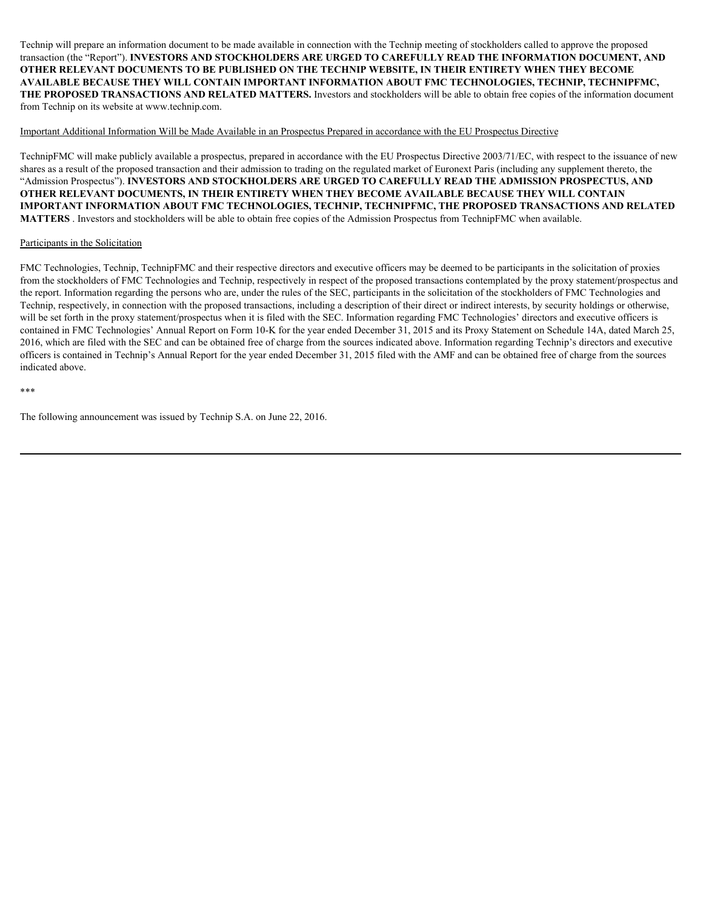Technip will prepare an information document to be made available in connection with the Technip meeting of stockholders called to approve the proposed transaction (the "Report"). **INVESTORS AND STOCKHOLDERS ARE URGED TO CAREFULLY READ THE INFORMATION DOCUMENT, AND OTHER RELEVANT DOCUMENTS TO BE PUBLISHED ON THE TECHNIP WEBSITE, IN THEIR ENTIRETY WHEN THEY BECOME AVAILABLE BECAUSE THEY WILL CONTAIN IMPORTANT INFORMATION ABOUT FMC TECHNOLOGIES, TECHNIP, TECHNIPFMC, THE PROPOSED TRANSACTIONS AND RELATED MATTERS.** Investors and stockholders will be able to obtain free copies of the information document from Technip on its website at www.technip.com.

Important Additional Information Will be Made Available in an Prospectus Prepared in accordance with the EU Prospectus Directive

TechnipFMC will make publicly available a prospectus, prepared in accordance with the EU Prospectus Directive 2003/71/EC, with respect to the issuance of new shares as a result of the proposed transaction and their admission to trading on the regulated market of Euronext Paris (including any supplement thereto, the "Admission Prospectus"). **INVESTORS AND STOCKHOLDERS ARE URGED TO CAREFULLY READ THE ADMISSION PROSPECTUS, AND OTHER RELEVANT DOCUMENTS, IN THEIR ENTIRETY WHEN THEY BECOME AVAILABLE BECAUSE THEY WILL CONTAIN IMPORTANT INFORMATION ABOUT FMC TECHNOLOGIES, TECHNIP, TECHNIPFMC, THE PROPOSED TRANSACTIONS AND RELATED MATTERS** . Investors and stockholders will be able to obtain free copies of the Admission Prospectus from TechnipFMC when available.

Participants in the Solicitation

FMC Technologies, Technip, TechnipFMC and their respective directors and executive officers may be deemed to be participants in the solicitation of proxies from the stockholders of FMC Technologies and Technip, respectively in respect of the proposed transactions contemplated by the proxy statement/prospectus and the report. Information regarding the persons who are, under the rules of the SEC, participants in the solicitation of the stockholders of FMC Technologies and Technip, respectively, in connection with the proposed transactions, including a description of their direct or indirect interests, by security holdings or otherwise, will be set forth in the proxy statement/prospectus when it is filed with the SEC. Information regarding FMC Technologies' directors and executive officers is contained in FMC Technologies' Annual Report on Form 10-K for the year ended December 31, 2015 and its Proxy Statement on Schedule 14A, dated March 25, 2016, which are filed with the SEC and can be obtained free of charge from the sources indicated above. Information regarding Technip's directors and executive officers is contained in Technip's Annual Report for the year ended December 31, 2015 filed with the AMF and can be obtained free of charge from the sources indicated above.

***

The following announcement was issued by Technip S.A. on June 22, 2016.

---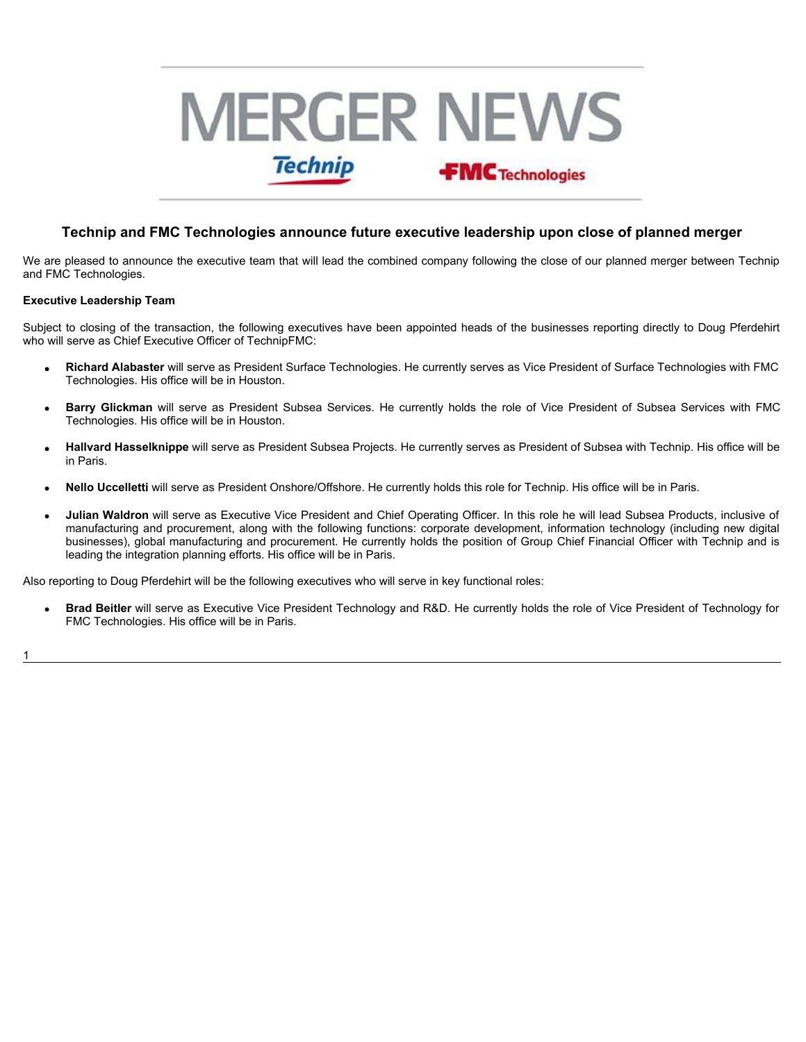# MERGER NEWS

Technip FMC Technologies

## Technip and FMC Technologies announce future executive leadership upon close of planned merger

We are pleased to announce the executive team that will lead the combined company following the close of our planned merger between Technip and FMC Technologies.

**Executive Leadership Team**

Subject to closing of the transaction, the following executives have been appointed heads of the businesses reporting directly to Doug Pferdehirt who will serve as Chief Executive Officer of TechnipFMC:

- **Richard Alabaster** will serve as President Surface Technologies. He currently serves as Vice President of Surface Technologies with FMC Technologies. His office will be in Houston.
- **Barry Glickman** will serve as President Subsea Services. He currently holds the role of Vice President of Subsea Services with FMC Technologies. His office will be in Houston.
- **Hallvard Hasselknippe** will serve as President Subsea Projects. He currently serves as President of Subsea with Technip. His office will be in Paris.
- **Nello Uccelletti** will serve as President Onshore/Offshore. He currently holds this role for Technip. His office will be in Paris.
- **Julian Waldron** will serve as Executive Vice President and Chief Operating Officer. In this role he will lead Subsea Products, inclusive of manufacturing and procurement, along with the following functions: corporate development, information technology (including new digital businesses), global manufacturing and procurement. He currently holds the position of Group Chief Financial Officer with Technip and is leading the integration planning efforts. His office will be in Paris.

Also reporting to Doug Pferdehirt will be the following executives who will serve in key functional roles:

- **Brad Beitler** will serve as Executive Vice President Technology and R&D. He currently holds the role of Vice President of Technology for FMC Technologies. His office will be in Paris.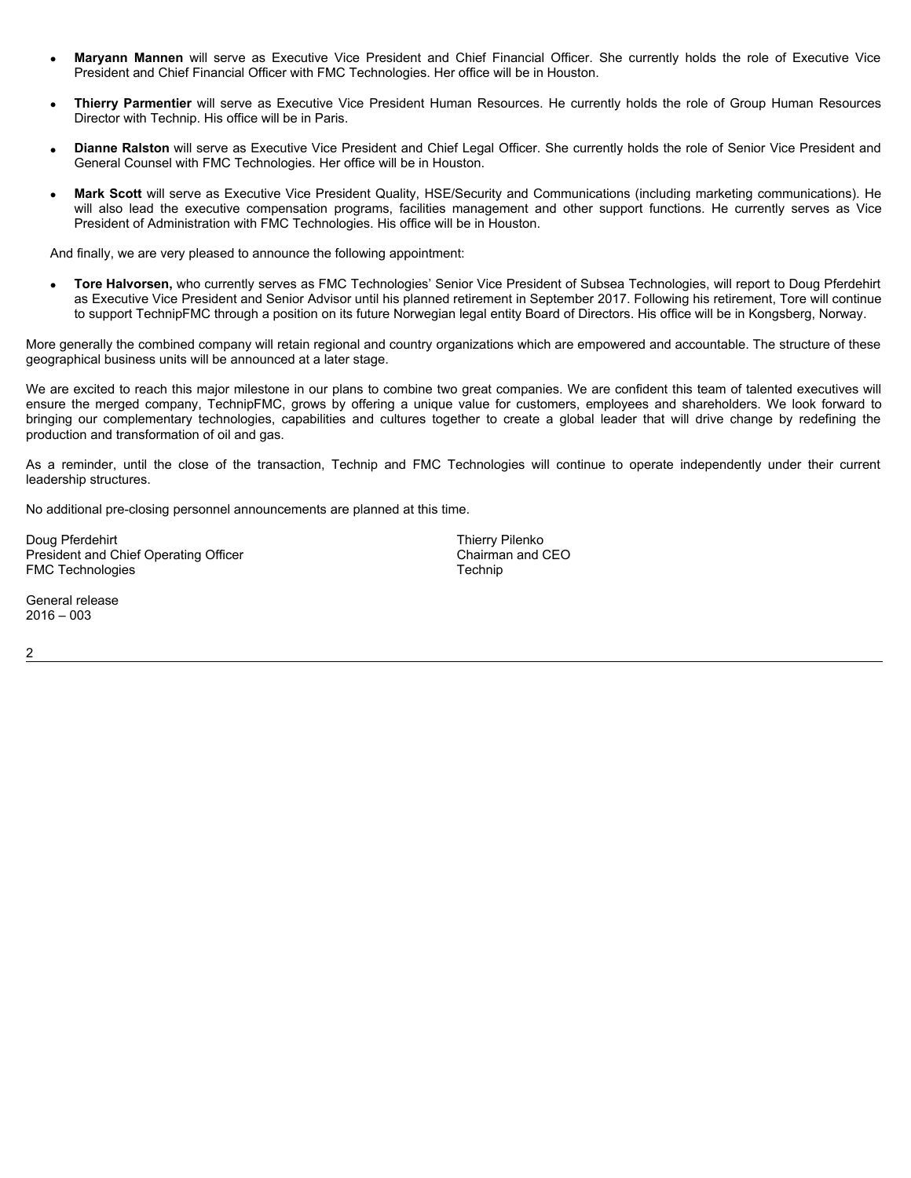- **Maryann Mannen** will serve as Executive Vice President and Chief Financial Officer. She currently holds the role of Executive Vice President and Chief Financial Officer with FMC Technologies. Her office will be in Houston.
- **Thierry Parmentier** will serve as Executive Vice President Human Resources. He currently holds the role of Group Human Resources Director with Technip. His office will be in Paris.
- **Dianne Ralston** will serve as Executive Vice President and Chief Legal Officer. She currently holds the role of Senior Vice President and General Counsel with FMC Technologies. Her office will be in Houston.
- **Mark Scott** will serve as Executive Vice President Quality, HSE/Security and Communications (including marketing communications). He will also lead the executive compensation programs, facilities management and other support functions. He currently serves as Vice President of Administration with FMC Technologies. His office will be in Houston.

And finally, we are very pleased to announce the following appointment:

- **Tore Halvorsen,** who currently serves as FMC Technologies' Senior Vice President of Subsea Technologies, will report to Doug Pferdehirt as Executive Vice President and Senior Advisor until his planned retirement in September 2017. Following his retirement, Tore will continue to support TechnipFMC through a position on its future Norwegian legal entity Board of Directors. His office will be in Kongsberg, Norway.

More generally the combined company will retain regional and country organizations which are empowered and accountable. The structure of these geographical business units will be announced at a later stage.

We are excited to reach this major milestone in our plans to combine two great companies. We are confident this team of talented executives will ensure the merged company, TechnipFMC, grows by offering a unique value for customers, employees and shareholders. We look forward to bringing our complementary technologies, capabilities and cultures together to create a global leader that will drive change by redefining the production and transformation of oil and gas.

As a reminder, until the close of the transaction, Technip and FMC Technologies will continue to operate independently under their current leadership structures.

No additional pre-closing personnel announcements are planned at this time.

Doug Pferdehirt
President and Chief Operating Officer
FMC Technologies

Thierry Pilenko
Chairman and CEO
Technip

General release
2016 – 003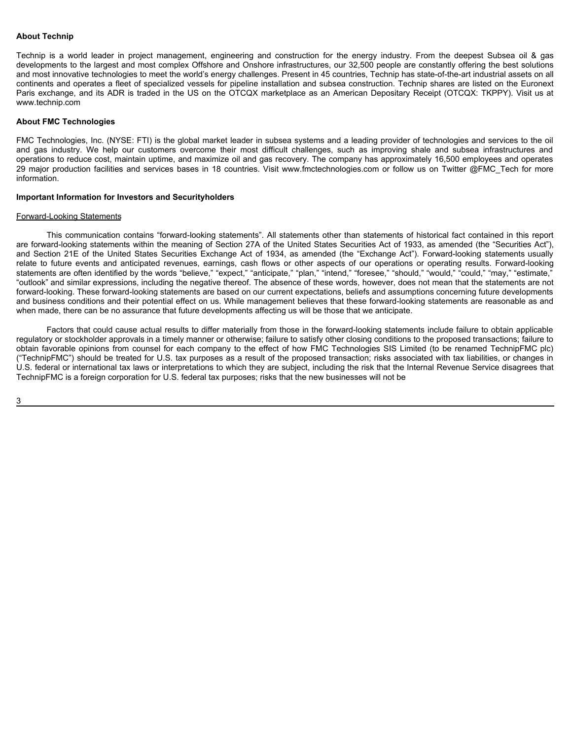**About Technip**

Technip is a world leader in project management, engineering and construction for the energy industry. From the deepest Subsea oil & gas developments to the largest and most complex Offshore and Onshore infrastructures, our 32,500 people are constantly offering the best solutions and most innovative technologies to meet the world's energy challenges. Present in 45 countries, Technip has state-of-the-art industrial assets on all continents and operates a fleet of specialized vessels for pipeline installation and subsea construction. Technip shares are listed on the Euronext Paris exchange, and its ADR is traded in the US on the OTCQX marketplace as an American Depositary Receipt (OTCQX: TKPPY). Visit us at www.technip.com

**About FMC Technologies**

FMC Technologies, Inc. (NYSE: FTI) is the global market leader in subsea systems and a leading provider of technologies and services to the oil and gas industry. We help our customers overcome their most difficult challenges, such as improving shale and subsea infrastructures and operations to reduce cost, maintain uptime, and maximize oil and gas recovery. The company has approximately 16,500 employees and operates 29 major production facilities and services bases in 18 countries. Visit www.fmctechnologies.com or follow us on Twitter @FMC_Tech for more information.

**Important Information for Investors and Securityholders**

Forward-Looking Statements

This communication contains "forward-looking statements". All statements other than statements of historical fact contained in this report are forward-looking statements within the meaning of Section 27A of the United States Securities Act of 1933, as amended (the "Securities Act"), and Section 21E of the United States Securities Exchange Act of 1934, as amended (the "Exchange Act"). Forward-looking statements usually relate to future events and anticipated revenues, earnings, cash flows or other aspects of our operations or operating results. Forward-looking statements are often identified by the words "believe," "expect," "anticipate," "plan," "intend," "foresee," "should," "would," "could," "may," "estimate," "outlook" and similar expressions, including the negative thereof. The absence of these words, however, does not mean that the statements are not forward-looking. These forward-looking statements are based on our current expectations, beliefs and assumptions concerning future developments and business conditions and their potential effect on us. While management believes that these forward-looking statements are reasonable as and when made, there can be no assurance that future developments affecting us will be those that we anticipate.

Factors that could cause actual results to differ materially from those in the forward-looking statements include failure to obtain applicable regulatory or stockholder approvals in a timely manner or otherwise; failure to satisfy other closing conditions to the proposed transactions; failure to obtain favorable opinions from counsel for each company to the effect of how FMC Technologies SIS Limited (to be renamed TechnipFMC plc) ("TechnipFMC") should be treated for U.S. tax purposes as a result of the proposed transaction; risks associated with tax liabilities, or changes in U.S. federal or international tax laws or interpretations to which they are subject, including the risk that the Internal Revenue Service disagrees that TechnipFMC is a foreign corporation for U.S. federal tax purposes; risks that the new businesses will not be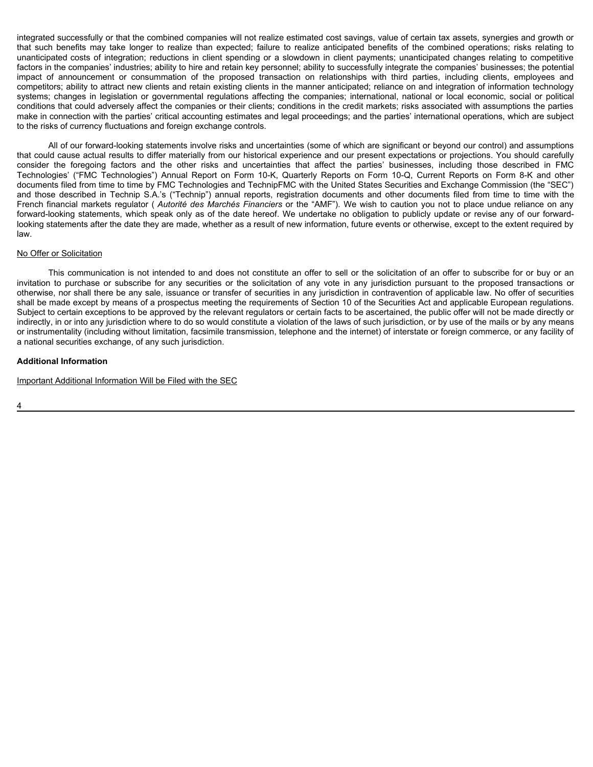integrated successfully or that the combined companies will not realize estimated cost savings, value of certain tax assets, synergies and growth or that such benefits may take longer to realize than expected; failure to realize anticipated benefits of the combined operations; risks relating to unanticipated costs of integration; reductions in client spending or a slowdown in client payments; unanticipated changes relating to competitive factors in the companies' industries; ability to hire and retain key personnel; ability to successfully integrate the companies' businesses; the potential impact of announcement or consummation of the proposed transaction on relationships with third parties, including clients, employees and competitors; ability to attract new clients and retain existing clients in the manner anticipated; reliance on and integration of information technology systems; changes in legislation or governmental regulations affecting the companies; international, national or local economic, social or political conditions that could adversely affect the companies or their clients; conditions in the credit markets; risks associated with assumptions the parties make in connection with the parties' critical accounting estimates and legal proceedings; and the parties' international operations, which are subject to the risks of currency fluctuations and foreign exchange controls.

All of our forward-looking statements involve risks and uncertainties (some of which are significant or beyond our control) and assumptions that could cause actual results to differ materially from our historical experience and our present expectations or projections. You should carefully consider the foregoing factors and the other risks and uncertainties that affect the parties' businesses, including those described in FMC Technologies' ("FMC Technologies") Annual Report on Form 10-K, Quarterly Reports on Form 10-Q, Current Reports on Form 8-K and other documents filed from time to time by FMC Technologies and TechnipFMC with the United States Securities and Exchange Commission (the "SEC") and those described in Technip S.A.'s ("Technip") annual reports, registration documents and other documents filed from time to time with the French financial markets regulator ( *Autorité des Marchés Financiers* or the "AMF"). We wish to caution you not to place undue reliance on any forward-looking statements, which speak only as of the date hereof. We undertake no obligation to publicly update or revise any of our forward-looking statements after the date they are made, whether as a result of new information, future events or otherwise, except to the extent required by law.

No Offer or Solicitation

This communication is not intended to and does not constitute an offer to sell or the solicitation of an offer to subscribe for or buy or an invitation to purchase or subscribe for any securities or the solicitation of any vote in any jurisdiction pursuant to the proposed transactions or otherwise, nor shall there be any sale, issuance or transfer of securities in any jurisdiction in contravention of applicable law. No offer of securities shall be made except by means of a prospectus meeting the requirements of Section 10 of the Securities Act and applicable European regulations. Subject to certain exceptions to be approved by the relevant regulators or certain facts to be ascertained, the public offer will not be made directly or indirectly, in or into any jurisdiction where to do so would constitute a violation of the laws of such jurisdiction, or by use of the mails or by any means or instrumentality (including without limitation, facsimile transmission, telephone and the internet) of interstate or foreign commerce, or any facility of a national securities exchange, of any such jurisdiction.

**Additional Information**

Important Additional Information Will be Filed with the SEC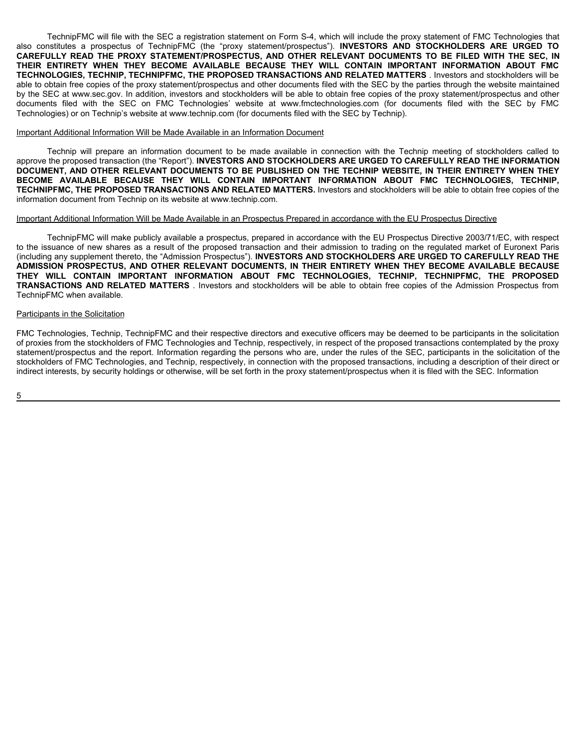TechnipFMC will file with the SEC a registration statement on Form S-4, which will include the proxy statement of FMC Technologies that also constitutes a prospectus of TechnipFMC (the "proxy statement/prospectus"). **INVESTORS AND STOCKHOLDERS ARE URGED TO CAREFULLY READ THE PROXY STATEMENT/PROSPECTUS, AND OTHER RELEVANT DOCUMENTS TO BE FILED WITH THE SEC, IN THEIR ENTIRETY WHEN THEY BECOME AVAILABLE BECAUSE THEY WILL CONTAIN IMPORTANT INFORMATION ABOUT FMC TECHNOLOGIES, TECHNIP, TECHNIPFMC, THE PROPOSED TRANSACTIONS AND RELATED MATTERS** . Investors and stockholders will be able to obtain free copies of the proxy statement/prospectus and other documents filed with the SEC by the parties through the website maintained by the SEC at www.sec.gov. In addition, investors and stockholders will be able to obtain free copies of the proxy statement/prospectus and other documents filed with the SEC on FMC Technologies' website at www.fmctechnologies.com (for documents filed with the SEC by FMC Technologies) or on Technip's website at www.technip.com (for documents filed with the SEC by Technip).

Important Additional Information Will be Made Available in an Information Document

Technip will prepare an information document to be made available in connection with the Technip meeting of stockholders called to approve the proposed transaction (the "Report"). **INVESTORS AND STOCKHOLDERS ARE URGED TO CAREFULLY READ THE INFORMATION DOCUMENT, AND OTHER RELEVANT DOCUMENTS TO BE PUBLISHED ON THE TECHNIP WEBSITE, IN THEIR ENTIRETY WHEN THEY BECOME AVAILABLE BECAUSE THEY WILL CONTAIN IMPORTANT INFORMATION ABOUT FMC TECHNOLOGIES, TECHNIP, TECHNIPFMC, THE PROPOSED TRANSACTIONS AND RELATED MATTERS.** Investors and stockholders will be able to obtain free copies of the information document from Technip on its website at www.technip.com.

Important Additional Information Will be Made Available in an Prospectus Prepared in accordance with the EU Prospectus Directive

TechnipFMC will make publicly available a prospectus, prepared in accordance with the EU Prospectus Directive 2003/71/EC, with respect to the issuance of new shares as a result of the proposed transaction and their admission to trading on the regulated market of Euronext Paris (including any supplement thereto, the "Admission Prospectus"). **INVESTORS AND STOCKHOLDERS ARE URGED TO CAREFULLY READ THE ADMISSION PROSPECTUS, AND OTHER RELEVANT DOCUMENTS, IN THEIR ENTIRETY WHEN THEY BECOME AVAILABLE BECAUSE THEY WILL CONTAIN IMPORTANT INFORMATION ABOUT FMC TECHNOLOGIES, TECHNIP, TECHNIPFMC, THE PROPOSED TRANSACTIONS AND RELATED MATTERS** . Investors and stockholders will be able to obtain free copies of the Admission Prospectus from TechnipFMC when available.

Participants in the Solicitation

FMC Technologies, Technip, TechnipFMC and their respective directors and executive officers may be deemed to be participants in the solicitation of proxies from the stockholders of FMC Technologies and Technip, respectively, in respect of the proposed transactions contemplated by the proxy statement/prospectus and the report. Information regarding the persons who are, under the rules of the SEC, participants in the solicitation of the stockholders of FMC Technologies, and Technip, respectively, in connection with the proposed transactions, including a description of their direct or indirect interests, by security holdings or otherwise, will be set forth in the proxy statement/prospectus when it is filed with the SEC. Information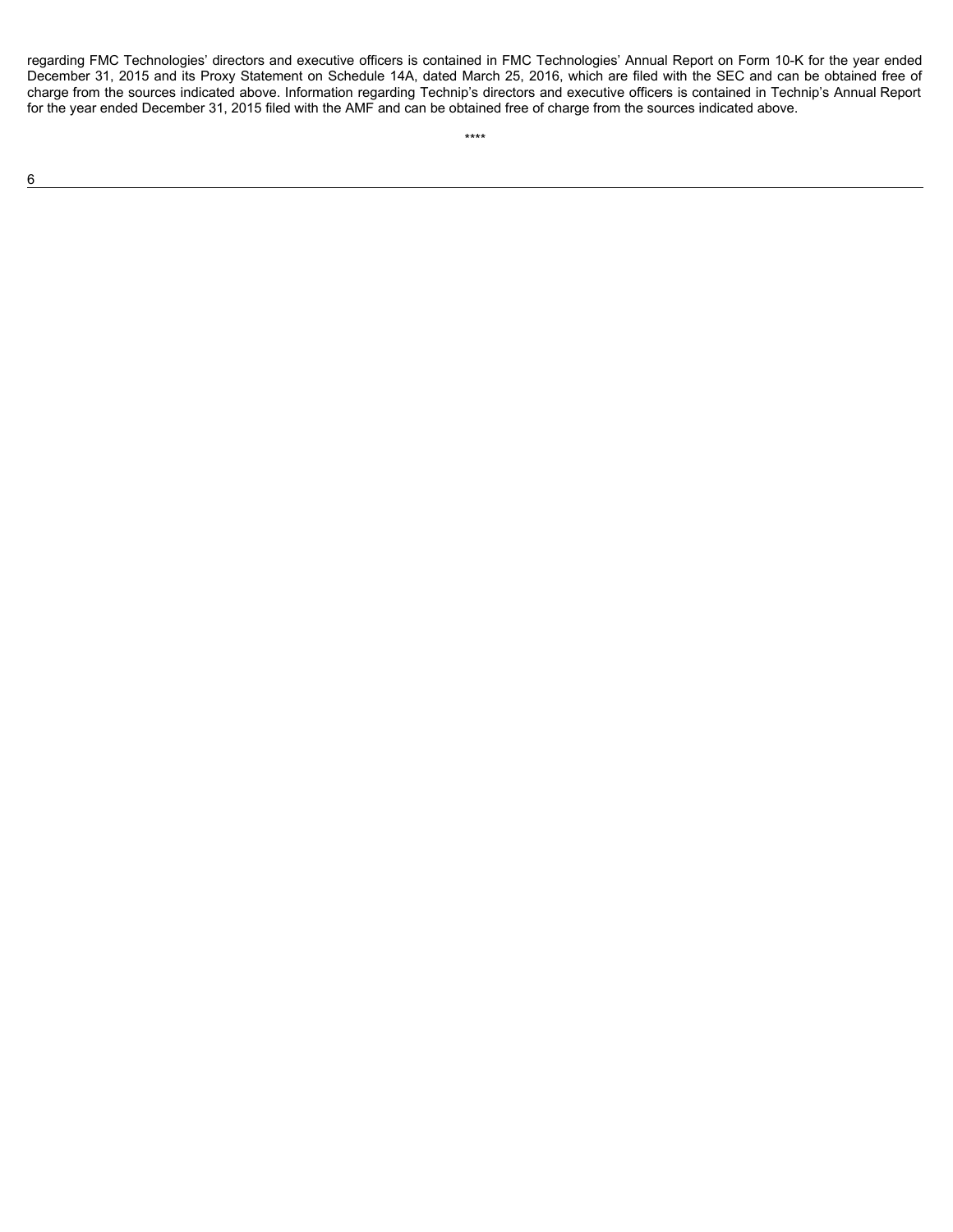regarding FMC Technologies' directors and executive officers is contained in FMC Technologies' Annual Report on Form 10-K for the year ended December 31, 2015 and its Proxy Statement on Schedule 14A, dated March 25, 2016, which are filed with the SEC and can be obtained free of charge from the sources indicated above. Information regarding Technip's directors and executive officers is contained in Technip's Annual Report for the year ended December 31, 2015 filed with the AMF and can be obtained free of charge from the sources indicated above.

****